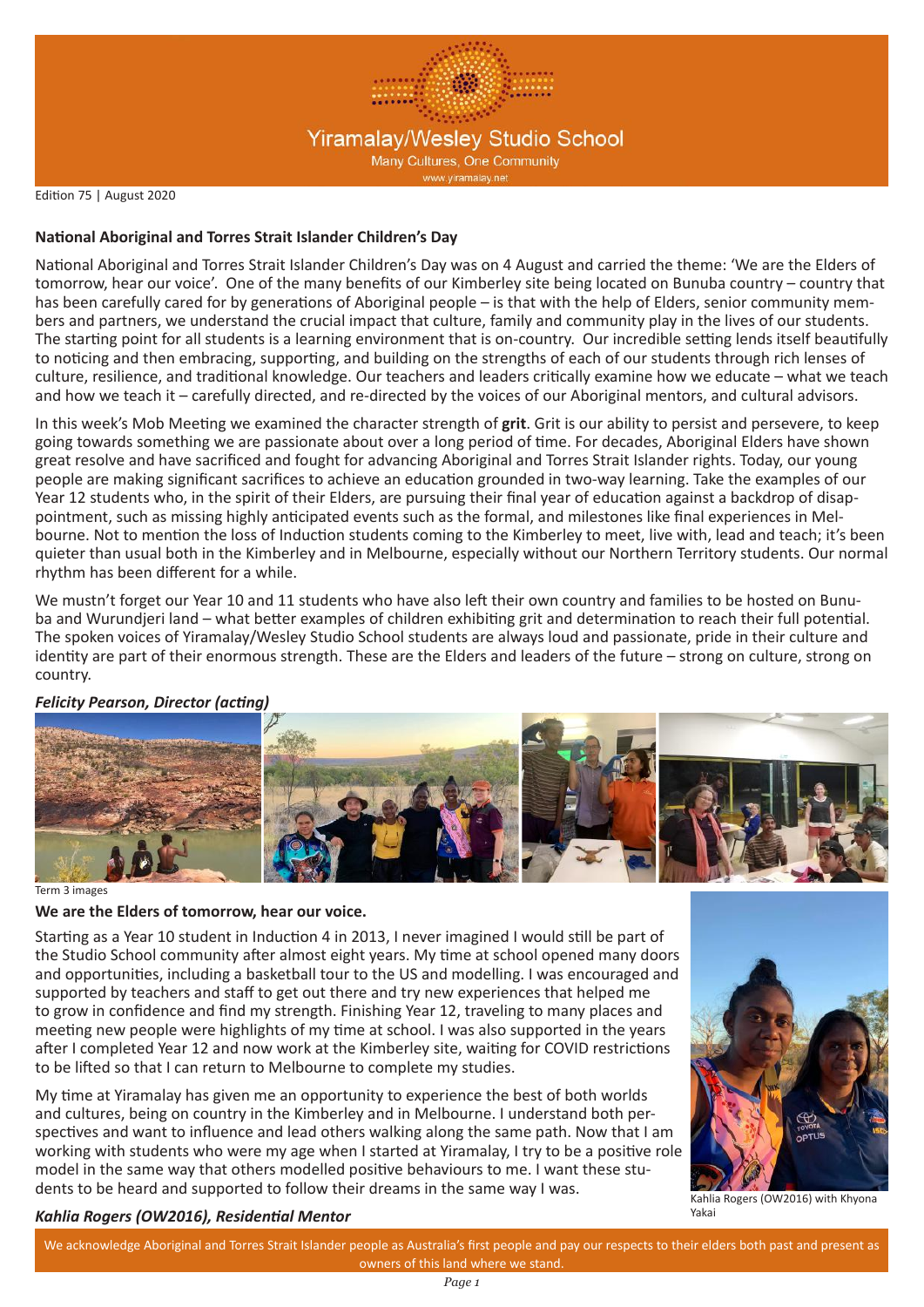# Yiramalay/Wesley Studio School

Many Cultures, One Community

www.yiramalay.net

Edition 75 | August 2020

## National Aboriginal and Torres Strait Islander Children's Day

National Aboriginal and Torres Strait Islander Children's Day was on 4 August and carried the theme: 'We are the Elders of tomorrow, hear our voice'. One of the many benefits of our Kimberley site being located on Bunuba country – country that has been carefully cared for by generations of Aboriginal people – is that with the help of Elders, senior community members and partners, we understand the crucial impact that culture, family and community play in the lives of our students. The starting point for all students is a learning environment that is on-country. Our incredible setting lends itself beautifully to noticing and then embracing, supporting, and building on the strengths of each of our students through rich lenses of culture, resilience, and traditional knowledge. Our teachers and leaders critically examine how we educate – what we teach and how we teach it – carefully directed, and re-directed by the voices of our Aboriginal mentors, and cultural advisors.

In this week's Mob Meeting we examined the character strength of **grit**. Grit is our ability to persist and persevere, to keep going towards something we are passionate about over a long period of time. For decades, Aboriginal Elders have shown great resolve and have sacrificed and fought for advancing Aboriginal and Torres Strait Islander rights. Today, our young people are making significant sacrifices to achieve an education grounded in two-way learning. Take the examples of our Year 12 students who, in the spirit of their Elders, are pursuing their final year of education against a backdrop of disappointment, such as missing highly anticipated events such as the formal, and milestones like final experiences in Melbourne. Not to mention the loss of Induction students coming to the Kimberley to meet, live with, lead and teach; it's been quieter than usual both in the Kimberley and in Melbourne, especially without our Northern Territory students. Our normal rhythm has been different for a while.

We mustn't forget our Year 10 and 11 students who have also left their own country and families to be hosted on Bunuba and Wurundjeri land – what better examples of children exhibiting grit and determination to reach their full potential. The spoken voices of Yiramalay/Wesley Studio School students are always loud and passionate, pride in their culture and identity are part of their enormous strength. These are the Elders and leaders of the future – strong on culture, strong on country.

***Felicity Pearson, Director (acting)***

Term 3 images

### We are the Elders of tomorrow, hear our voice.

Starting as a Year 10 student in Induction 4 in 2013, I never imagined I would still be part of the Studio School community after almost eight years. My time at school opened many doors and opportunities, including a basketball tour to the US and modelling. I was encouraged and supported by teachers and staff to get out there and try new experiences that helped me to grow in confidence and find my strength. Finishing Year 12, traveling to many places and meeting new people were highlights of my time at school. I was also supported in the years after I completed Year 12 and now work at the Kimberley site, waiting for COVID restrictions to be lifted so that I can return to Melbourne to complete my studies.

My time at Yiramalay has given me an opportunity to experience the best of both worlds and cultures, being on country in the Kimberley and in Melbourne. I understand both perspectives and want to influence and lead others walking along the same path. Now that I am working with students who were my age when I started at Yiramalay, I try to be a positive role model in the same way that others modelled positive behaviours to me. I want these students to be heard and supported to follow their dreams in the same way I was.

***Kahlia Rogers (OW2016), Residential Mentor***

Kahlia Rogers (OW2016) with Khyona Yakai

We acknowledge Aboriginal and Torres Strait Islander people as Australia's first people and pay our respects to their elders both past and present as owners of this land where we stand.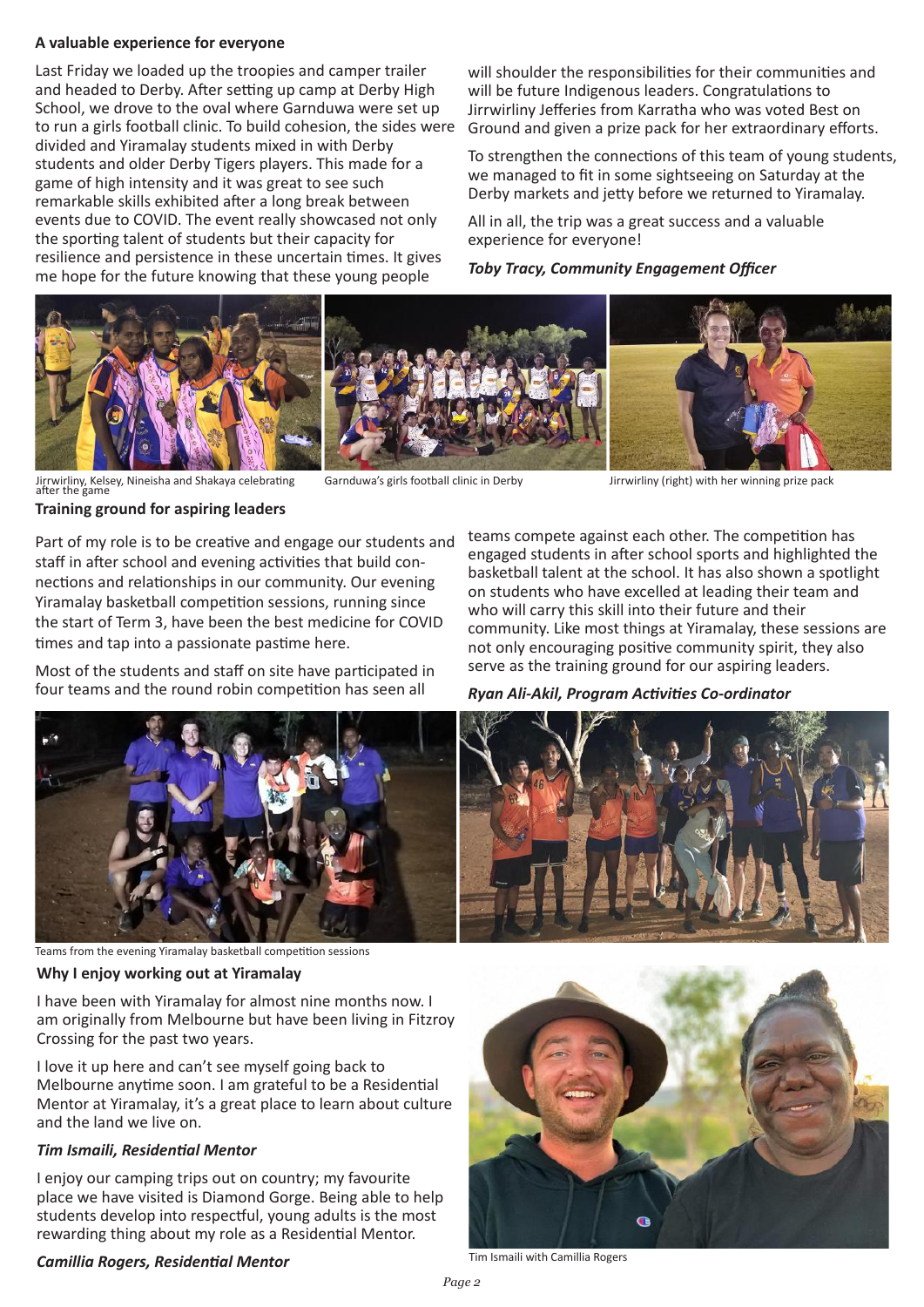## A valuable experience for everyone

Last Friday we loaded up the troopies and camper trailer and headed to Derby. After setting up camp at Derby High School, we drove to the oval where Garnduwa were set up to run a girls football clinic. To build cohesion, the sides were divided and Yiramalay students mixed in with Derby students and older Derby Tigers players. This made for a game of high intensity and it was great to see such remarkable skills exhibited after a long break between events due to COVID. The event really showcased not only the sporting talent of students but their capacity for resilience and persistence in these uncertain times. It gives me hope for the future knowing that these young people will shoulder the responsibilities for their communities and will be future Indigenous leaders. Congratulations to Jirrwirliny Jefferies from Karratha who was voted Best on Ground and given a prize pack for her extraordinary efforts.

To strengthen the connections of this team of young students, we managed to fit in some sightseeing on Saturday at the Derby markets and jetty before we returned to Yiramalay.

All in all, the trip was a great success and a valuable experience for everyone!

***Toby Tracy, Community Engagement Officer***

Jirrwirliny, Kelsey, Nineisha and Shakaya celebrating after the game

Garnduwa's girls football clinic in Derby

Jirrwirliny (right) with her winning prize pack

## Training ground for aspiring leaders

Part of my role is to be creative and engage our students and staff in after school and evening activities that build connections and relationships in our community. Our evening Yiramalay basketball competition sessions, running since the start of Term 3, have been the best medicine for COVID times and tap into a passionate pastime here.

Most of the students and staff on site have participated in four teams and the round robin competition has seen all teams compete against each other. The competition has engaged students in after school sports and highlighted the basketball talent at the school. It has also shown a spotlight on students who have excelled at leading their team and who will carry this skill into their future and their community. Like most things at Yiramalay, these sessions are not only encouraging positive community spirit, they also serve as the training ground for our aspiring leaders.

***Ryan Ali-Akil, Program Activities Co-ordinator***

Teams from the evening Yiramalay basketball competition sessions

## Why I enjoy working out at Yiramalay

I have been with Yiramalay for almost nine months now. I am originally from Melbourne but have been living in Fitzroy Crossing for the past two years.

I love it up here and can't see myself going back to Melbourne anytime soon. I am grateful to be a Residential Mentor at Yiramalay, it's a great place to learn about culture and the land we live on.

***Tim Ismaili, Residential Mentor***

I enjoy our camping trips out on country; my favourite place we have visited is Diamond Gorge. Being able to help students develop into respectful, young adults is the most rewarding thing about my role as a Residential Mentor.

***Camillia Rogers, Residential Mentor***

Tim Ismaili with Camillia Rogers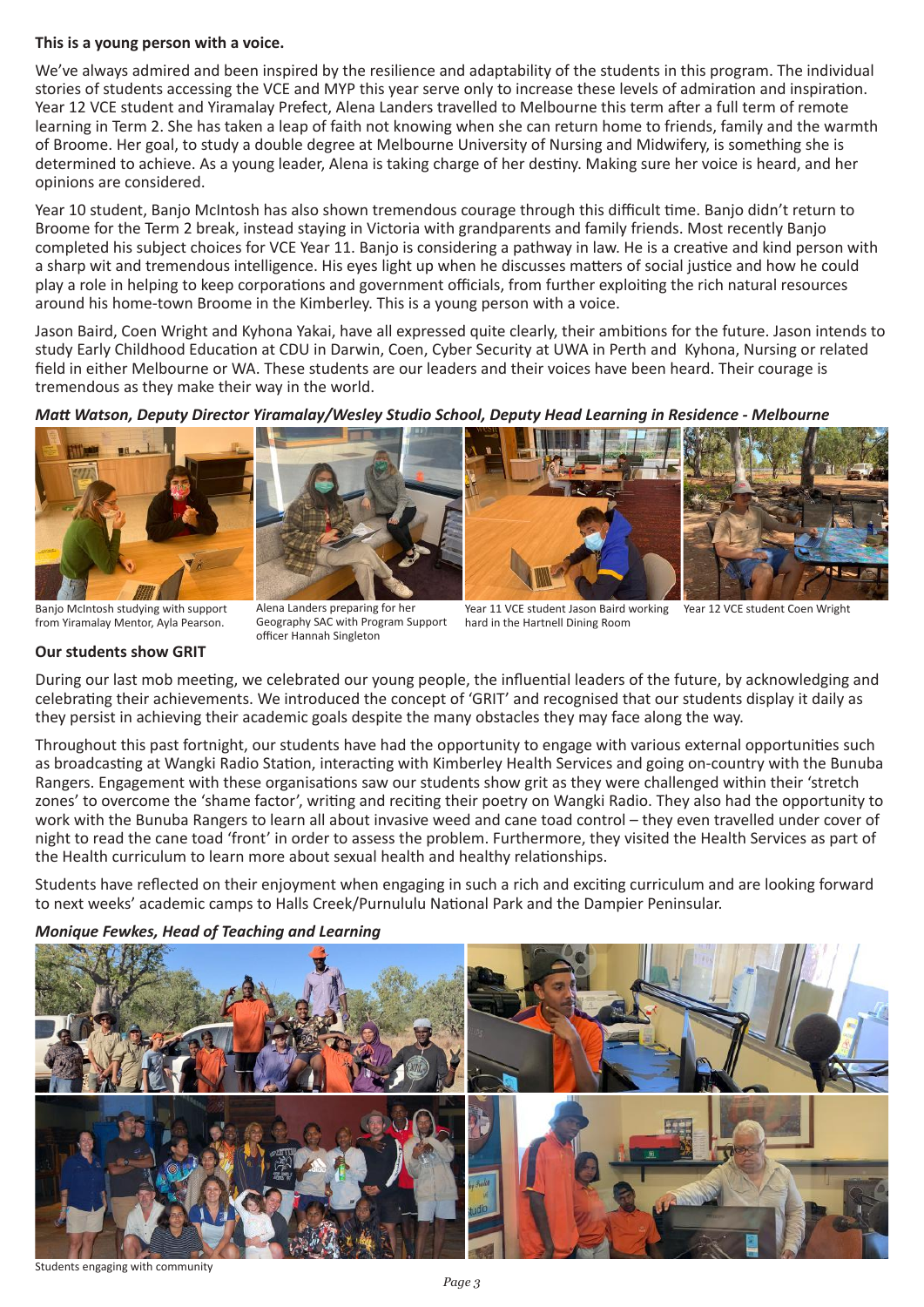**This is a young person with a voice.**

We've always admired and been inspired by the resilience and adaptability of the students in this program. The individual stories of students accessing the VCE and MYP this year serve only to increase these levels of admiration and inspiration. Year 12 VCE student and Yiramalay Prefect, Alena Landers travelled to Melbourne this term after a full term of remote learning in Term 2. She has taken a leap of faith not knowing when she can return home to friends, family and the warmth of Broome. Her goal, to study a double degree at Melbourne University of Nursing and Midwifery, is something she is determined to achieve. As a young leader, Alena is taking charge of her destiny. Making sure her voice is heard, and her opinions are considered.

Year 10 student, Banjo McIntosh has also shown tremendous courage through this difficult time. Banjo didn't return to Broome for the Term 2 break, instead staying in Victoria with grandparents and family friends. Most recently Banjo completed his subject choices for VCE Year 11. Banjo is considering a pathway in law. He is a creative and kind person with a sharp wit and tremendous intelligence. His eyes light up when he discusses matters of social justice and how he could play a role in helping to keep corporations and government officials, from further exploiting the rich natural resources around his home-town Broome in the Kimberley. This is a young person with a voice.

Jason Baird, Coen Wright and Kyhona Yakai, have all expressed quite clearly, their ambitions for the future. Jason intends to study Early Childhood Education at CDU in Darwin, Coen, Cyber Security at UWA in Perth and Kyhona, Nursing or related field in either Melbourne or WA. These students are our leaders and their voices have been heard. Their courage is tremendous as they make their way in the world.

***Matt Watson, Deputy Director Yiramalay/Wesley Studio School, Deputy Head Learning in Residence - Melbourne***

Banjo McIntosh studying with support from Yiramalay Mentor, Ayla Pearson.

Alena Landers preparing for her Geography SAC with Program Support officer Hannah Singleton

Year 11 VCE student Jason Baird working hard in the Hartnell Dining Room

Year 12 VCE student Coen Wright

**Our students show GRIT**

During our last mob meeting, we celebrated our young people, the influential leaders of the future, by acknowledging and celebrating their achievements. We introduced the concept of 'GRIT' and recognised that our students display it daily as they persist in achieving their academic goals despite the many obstacles they may face along the way.

Throughout this past fortnight, our students have had the opportunity to engage with various external opportunities such as broadcasting at Wangki Radio Station, interacting with Kimberley Health Services and going on-country with the Bunuba Rangers. Engagement with these organisations saw our students show grit as they were challenged within their 'stretch zones' to overcome the 'shame factor', writing and reciting their poetry on Wangki Radio. They also had the opportunity to work with the Bunuba Rangers to learn all about invasive weed and cane toad control – they even travelled under cover of night to read the cane toad 'front' in order to assess the problem. Furthermore, they visited the Health Services as part of the Health curriculum to learn more about sexual health and healthy relationships.

Students have reflected on their enjoyment when engaging in such a rich and exciting curriculum and are looking forward to next weeks' academic camps to Halls Creek/Purnululu National Park and the Dampier Peninsular.

***Monique Fewkes, Head of Teaching and Learning***

Students engaging with community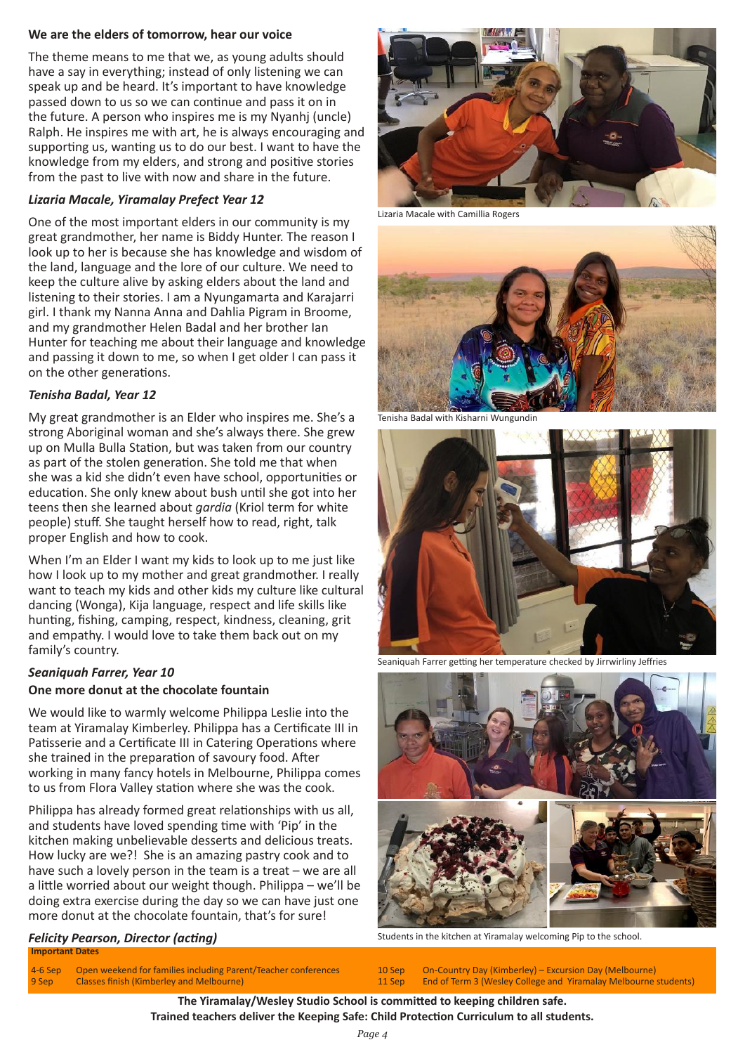### We are the elders of tomorrow, hear our voice

The theme means to me that we, as young adults should have a say in everything; instead of only listening we can speak up and be heard. It's important to have knowledge passed down to us so we can continue and pass it on in the future. A person who inspires me is my Nyanhj (uncle) Ralph. He inspires me with art, he is always encouraging and supporting us, wanting us to do our best. I want to have the knowledge from my elders, and strong and positive stories from the past to live with now and share in the future.

***Lizaria Macale, Yiramalay Prefect Year 12***

One of the most important elders in our community is my great grandmother, her name is Biddy Hunter. The reason I look up to her is because she has knowledge and wisdom of the land, language and the lore of our culture. We need to keep the culture alive by asking elders about the land and listening to their stories. I am a Nyungamarta and Karajarri girl. I thank my Nanna Anna and Dahlia Pigram in Broome, and my grandmother Helen Badal and her brother Ian Hunter for teaching me about their language and knowledge and passing it down to me, so when I get older I can pass it on the other generations.

***Tenisha Badal, Year 12***

My great grandmother is an Elder who inspires me. She's a strong Aboriginal woman and she's always there. She grew up on Mulla Bulla Station, but was taken from our country as part of the stolen generation. She told me that when she was a kid she didn't even have school, opportunities or education. She only knew about bush until she got into her teens then she learned about *gardia* (Kriol term for white people) stuff. She taught herself how to read, right, talk proper English and how to cook.

When I'm an Elder I want my kids to look up to me just like how I look up to my mother and great grandmother. I really want to teach my kids and other kids my culture like cultural dancing (Wonga), Kija language, respect and life skills like hunting, fishing, camping, respect, kindness, cleaning, grit and empathy. I would love to take them back out on my family's country.

***Seaniquah Farrer, Year 10***

Lizaria Macale with Camillia Rogers

Tenisha Badal with Kisharni Wungundin

Seaniquah Farrer getting her temperature checked by Jirrwirliny Jeffries

### One more donut at the chocolate fountain

We would like to warmly welcome Philippa Leslie into the team at Yiramalay Kimberley. Philippa has a Certificate III in Patisserie and a Certificate III in Catering Operations where she trained in the preparation of savoury food. After working in many fancy hotels in Melbourne, Philippa comes to us from Flora Valley station where she was the cook.

Philippa has already formed great relationships with us all, and students have loved spending time with 'Pip' in the kitchen making unbelievable desserts and delicious treats. How lucky are we?! She is an amazing pastry cook and to have such a lovely person in the team is a treat – we are all a little worried about our weight though. Philippa – we'll be doing extra exercise during the day so we can have just one more donut at the chocolate fountain, that's for sure!

***Felicity Pearson, Director (acting)***

Students in the kitchen at Yiramalay welcoming Pip to the school.

**Important Dates**

| | | | |
|---|---|---|---|
| 4-6 Sep | Open weekend for families including Parent/Teacher conferences | 10 Sep | On-Country Day (Kimberley) – Excursion Day (Melbourne) |
| 9 Sep | Classes finish (Kimberley and Melbourne) | 11 Sep | End of Term 3 (Wesley College and Yiramalay Melbourne students) |

**The Yiramalay/Wesley Studio School is committed to keeping children safe.**
**Trained teachers deliver the Keeping Safe: Child Protection Curriculum to all students.**